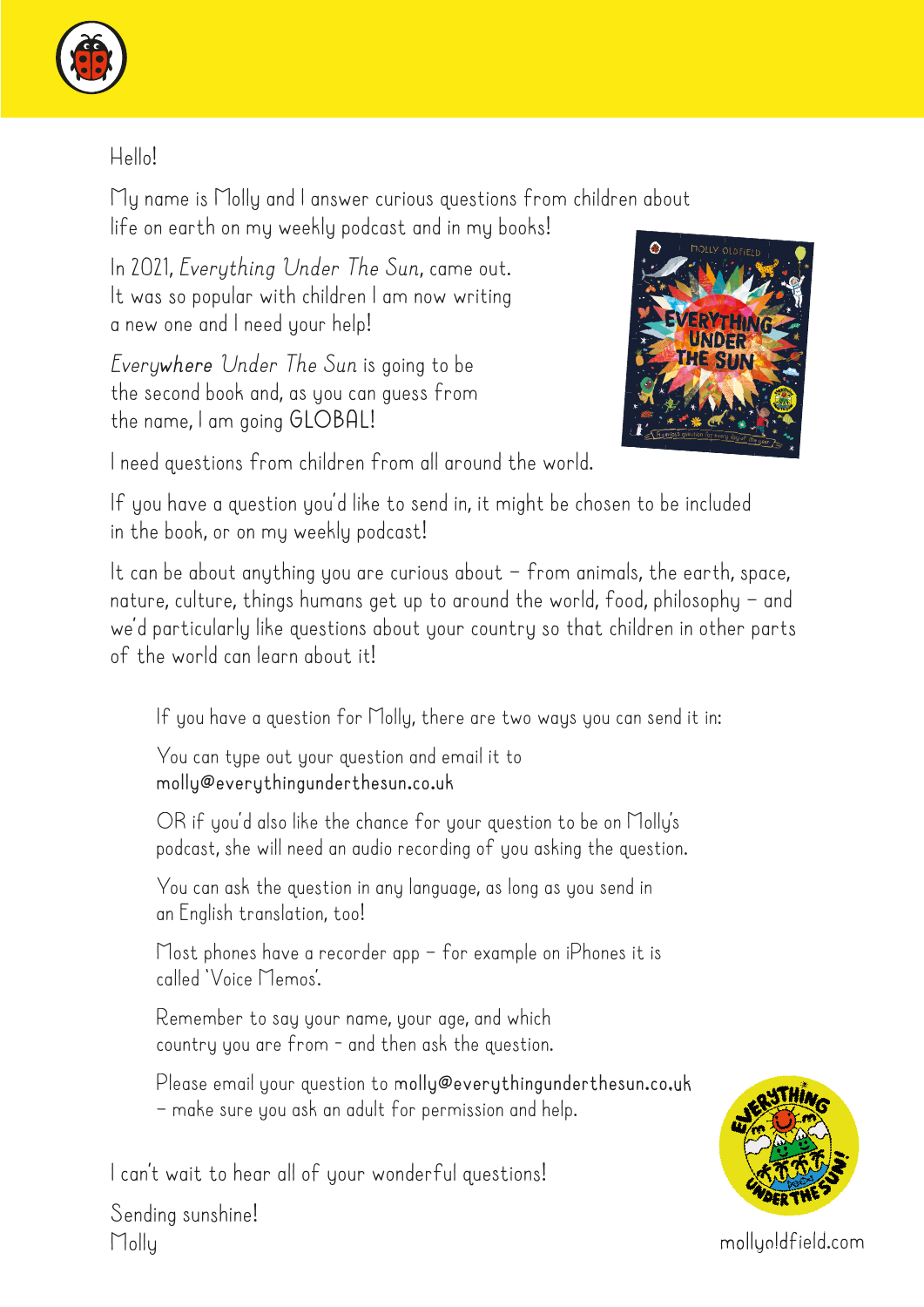Hello!

My name is Molly and I answer curious questions from children about life on earth on my weekly podcast and in my books!

In 2021, *Everything Under The Sun*, came out. It was so popular with children I am now writing a new one and I need your help!

*Everywhere Under The Sun* is going to be the second book and, as you can guess from the name, I am going GLOBAL!

I need questions from children from all around the world.

If you have a question you'd like to send in, it might be chosen to be included in the book, or on my weekly podcast!

It can be about anything you are curious about – from animals, the earth, space, nature, culture, things humans get up to around the world, food, philosophy – and we'd particularly like questions about your country so that children in other parts of the world can learn about it!

> If you have a question for Molly, there are two ways you can send it in:
>
> You can type out your question and email it to **molly@everythingunderthesun.co.uk**
>
> OR if you'd also like the chance for your question to be on Molly's podcast, she will need an audio recording of you asking the question.
>
> You can ask the question in any language, as long as you send in an English translation, too!
>
> Most phones have a recorder app – for example on iPhones it is called 'Voice Memos'.
>
> Remember to say your name, your age, and which country you are from - and then ask the question.
>
> Please email your question to **molly@everythingunderthesun.co.uk** – make sure you ask an adult for permission and help.

I can't wait to hear all of your wonderful questions!

Sending sunshine!
Molly

mollyoldfield.com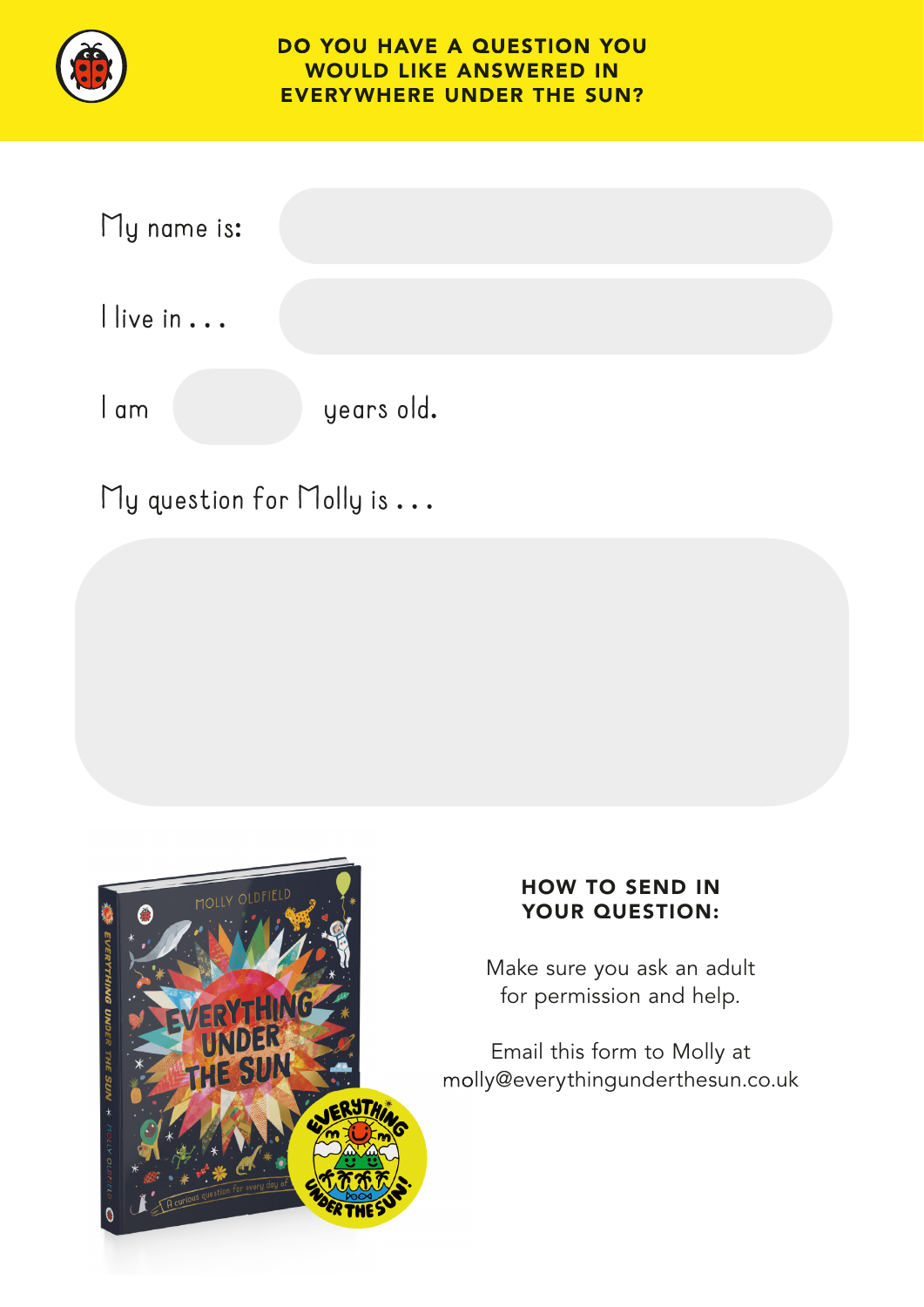## DO YOU HAVE A QUESTION YOU WOULD LIKE ANSWERED IN EVERYWHERE UNDER THE SUN?

My name is:

I live in . . .

I am years old.

My question for Molly is . . .

### HOW TO SEND IN YOUR QUESTION:

Make sure you ask an adult for permission and help.

Email this form to Molly at molly@everythingunderthesun.co.uk